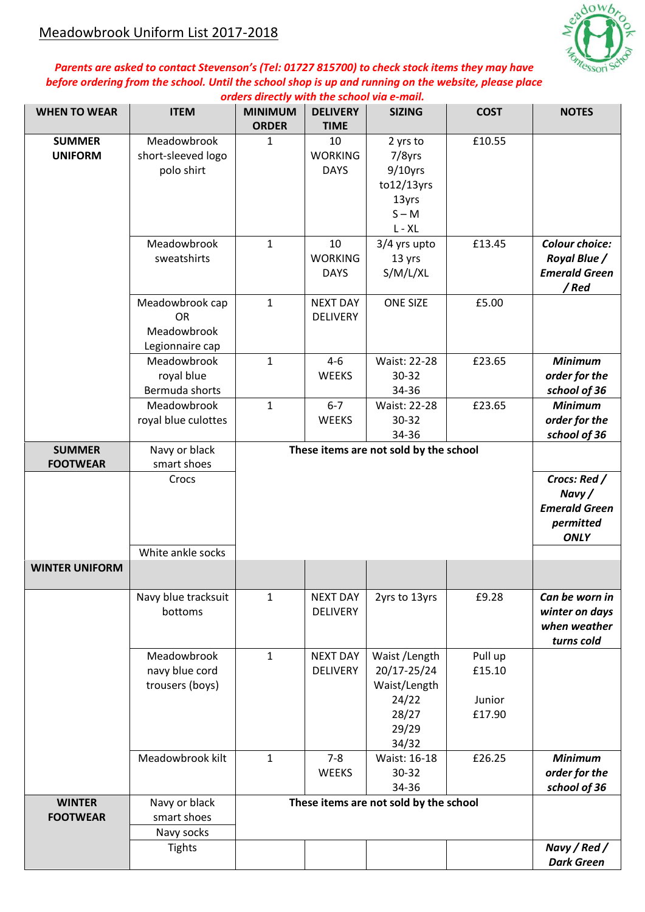# Meadowbrook Uniform List 2017-2018

***Parents are asked to contact Stevenson's (Tel: 01727 815700) to check stock items they may have before ordering from the school. Until the school shop is up and running on the website, please place orders directly with the school via e-mail.***

| WHEN TO WEAR | ITEM | MINIMUM ORDER | DELIVERY TIME | SIZING | COST | NOTES |
|---|---|---|---|---|---|---|
| **SUMMER UNIFORM** | Meadowbrook short-sleeved logo polo shirt | 1 | 10 WORKING DAYS | 2 yrs to 7/8yrs 9/10yrs to12/13yrs 13yrs S – M L - XL | £10.55 | |
| | Meadowbrook sweatshirts | 1 | 10 WORKING DAYS | 3/4 yrs upto 13 yrs S/M/L/XL | £13.45 | ***Colour choice: Royal Blue / Emerald Green / Red*** |
| | Meadowbrook cap OR Meadowbrook Legionnaire cap | 1 | NEXT DAY DELIVERY | ONE SIZE | £5.00 | |
| | Meadowbrook royal blue Bermuda shorts | 1 | 4-6 WEEKS | Waist: 22-28 30-32 34-36 | £23.65 | ***Minimum order for the school of 36*** |
| | Meadowbrook royal blue culottes | 1 | 6-7 WEEKS | Waist: 22-28 30-32 34-36 | £23.65 | ***Minimum order for the school of 36*** |
| **SUMMER FOOTWEAR** | Navy or black smart shoes | **These items are not sold by the school** | | | | |
| | Crocs | | | | | ***Crocs: Red / Navy / Emerald Green permitted ONLY*** |
| | White ankle socks | | | | | |
| **WINTER UNIFORM** | | | | | | |
| | Navy blue tracksuit bottoms | 1 | NEXT DAY DELIVERY | 2yrs to 13yrs | £9.28 | ***Can be worn in winter on days when weather turns cold*** |
| | Meadowbrook navy blue cord trousers (boys) | 1 | NEXT DAY DELIVERY | Waist /Length 20/17-25/24 Waist/Length 24/22 28/27 29/29 34/32 | Pull up £15.10 Junior £17.90 | |
| | Meadowbrook kilt | 1 | 7-8 WEEKS | Waist: 16-18 30-32 34-36 | £26.25 | ***Minimum order for the school of 36*** |
| **WINTER FOOTWEAR** | Navy or black smart shoes | **These items are not sold by the school** | | | | |
| | Navy socks | | | | | |
| | Tights | | | | | ***Navy / Red / Dark Green*** |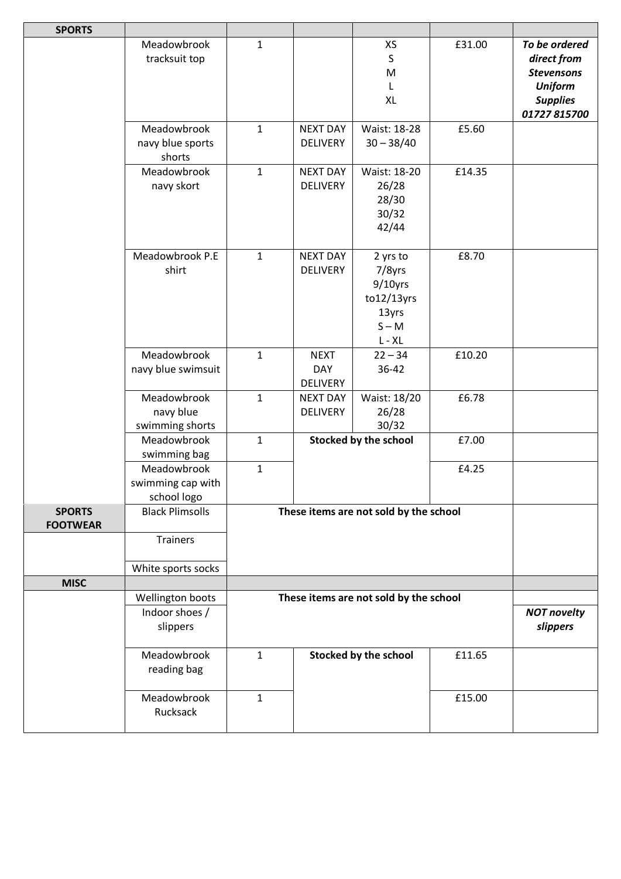| SPORTS | | | | | | |
|---|---|---|---|---|---|---|
| | Meadowbrook tracksuit top | 1 | | XS<br>S<br>M<br>L<br>XL | £31.00 | ***To be ordered direct from Stevensons Uniform Supplies 01727 815700*** |
| | Meadowbrook navy blue sports shorts | 1 | NEXT DAY DELIVERY | Waist: 18-28<br>30 – 38/40 | £5.60 | |
| | Meadowbrook navy skort | 1 | NEXT DAY DELIVERY | Waist: 18-20<br>26/28<br>28/30<br>30/32<br>42/44 | £14.35 | |
| | Meadowbrook P.E shirt | 1 | NEXT DAY DELIVERY | 2 yrs to<br>7/8yrs<br>9/10yrs<br>to12/13yrs<br>13yrs<br>S – M<br>L - XL | £8.70 | |
| | Meadowbrook navy blue swimsuit | 1 | NEXT DAY DELIVERY | 22 – 34<br>36-42 | £10.20 | |
| | Meadowbrook navy blue swimming shorts | 1 | NEXT DAY DELIVERY | Waist: 18/20<br>26/28<br>30/32 | £6.78 | |
| | Meadowbrook swimming bag | 1 | **Stocked by the school** | | £7.00 | |
| | Meadowbrook swimming cap with school logo | 1 | | | £4.25 | |
| **SPORTS FOOTWEAR** | Black Plimsolls | **These items are not sold by the school** | | | | |
| | Trainers | | | | | |
| | White sports socks | | | | | |
| **MISC** | | | | | | |
| | Wellington boots | **These items are not sold by the school** | | | | |
| | Indoor shoes / slippers | | | | | ***NOT novelty slippers*** |
| | Meadowbrook reading bag | 1 | **Stocked by the school** | | £11.65 | |
| | Meadowbrook Rucksack | 1 | | | £15.00 | |